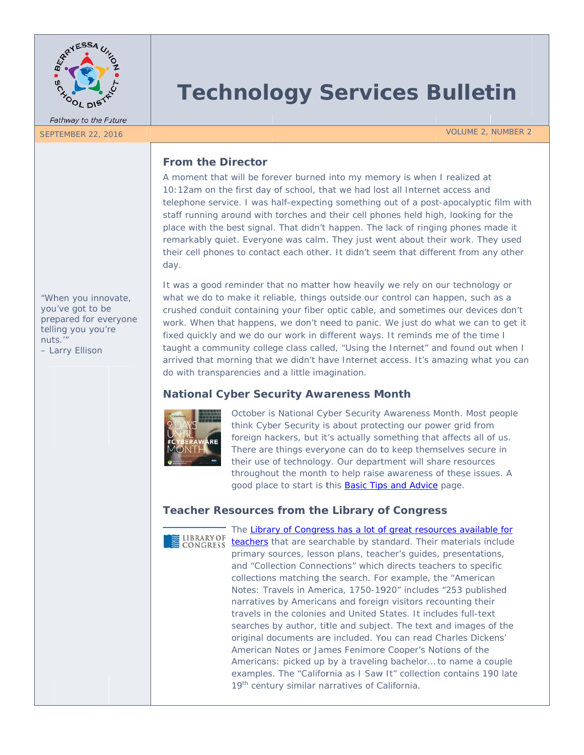Pathway to the Future

# Technology Services Bulletin

SEPTEMBER 22, 2016

VOLUME 2, NUMBER 2

## From the Director

A moment that will be forever burned into my memory is when I realized at 10:12am on the first day of school, that we had lost all Internet access and telephone service. I was half-expecting something out of a post-apocalyptic film with staff running around with torches and their cell phones held high, looking for the place with the best signal. That didn't happen. The lack of ringing phones made it remarkably quiet. Everyone was calm. They just went about their work. They used their cell phones to contact each other. It didn't seem that different from any other day.

It was a good reminder that no matter how heavily we rely on our technology or what we do to make it reliable, things outside our control can happen, such as a crushed conduit containing your fiber optic cable, and sometimes our devices don't work. When that happens, we don't need to panic. We just do what we can to get it fixed quickly and we do our work in different ways. It reminds me of the time I taught a community college class called, "Using the Internet" and found out when I arrived that morning that we didn't have Internet access. It's amazing what you can do with transparencies and a little imagination.

"When you innovate, you've got to be prepared for everyone telling you you're nuts.'"
– Larry Ellison

## National Cyber Security Awareness Month

October is National Cyber Security Awareness Month. Most people think Cyber Security is about protecting our power grid from foreign hackers, but it's actually something that affects all of us. There are things everyone can do to keep themselves secure in their use of technology. Our department will share resources throughout the month to help raise awareness of these issues. A good place to start is this [Basic Tips and Advice]() page.

## Teacher Resources from the Library of Congress

The [Library of Congress has a lot of great resources available for teachers]() that are searchable by standard. Their materials include primary sources, lesson plans, teacher's guides, presentations, and "Collection Connections" which directs teachers to specific collections matching the search. For example, the "American Notes: Travels in America, 1750-1920" includes "253 published narratives by Americans and foreign visitors recounting their travels in the colonies and United States. It includes full-text searches by author, title and subject. The text and images of the original documents are included. You can read Charles Dickens' American Notes or James Fenimore Cooper's Notions of the Americans: picked up by a traveling bachelor… to name a couple examples. The "California as I Saw It" collection contains 190 late 19th century similar narratives of California.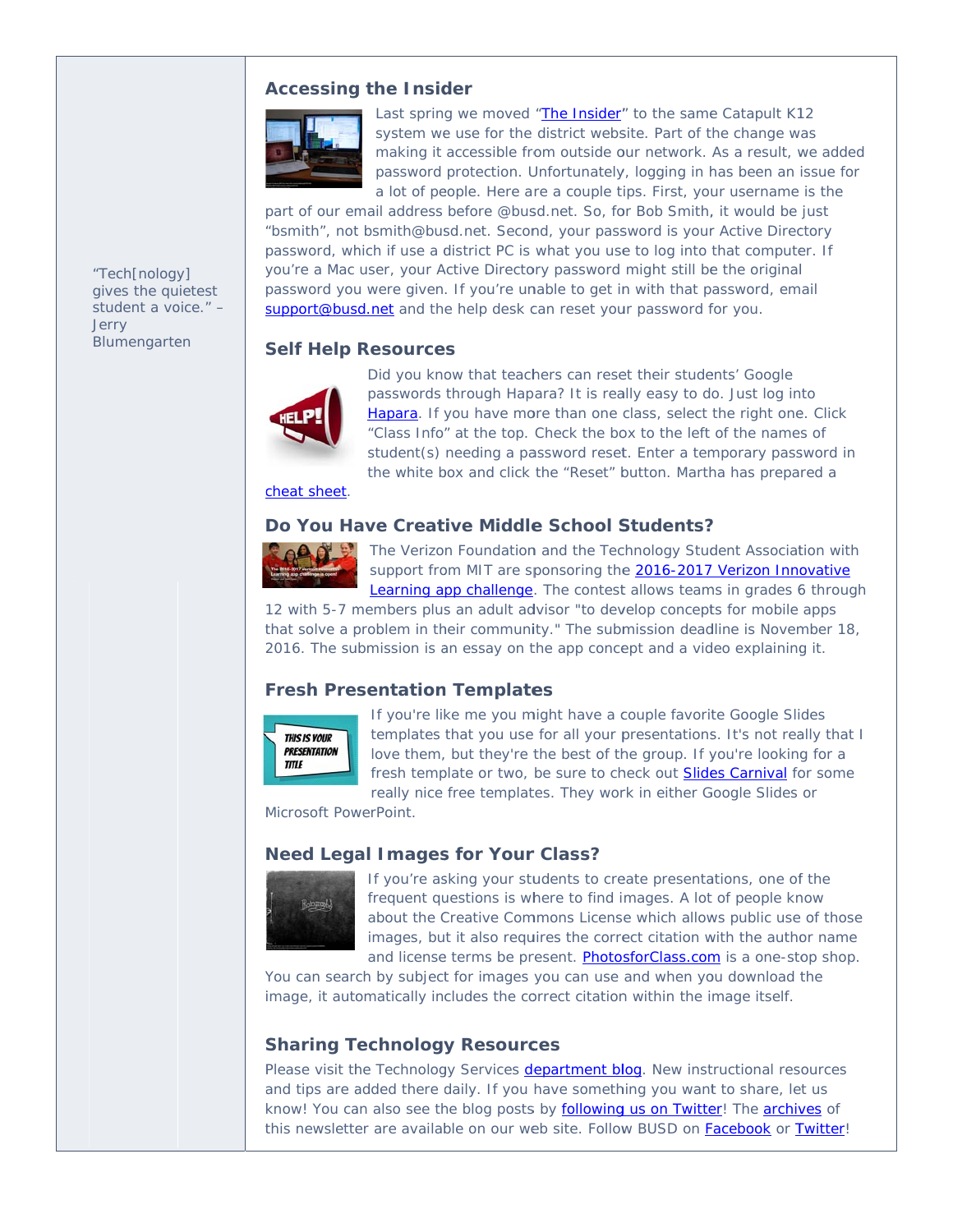"Tech[nology] gives the quietest student a voice." – Jerry Blumengarten

## Accessing the Insider

Last spring we moved "The Insider" to the same Catapult K12 system we use for the district website. Part of the change was making it accessible from outside our network. As a result, we added password protection. Unfortunately, logging in has been an issue for a lot of people. Here are a couple tips. First, your username is the part of our email address before @busd.net. So, for Bob Smith, it would be just "bsmith", not bsmith@busd.net. Second, your password is your Active Directory password, which if use a district PC is what you use to log into that computer. If you're a Mac user, your Active Directory password might still be the original password you were given. If you're unable to get in with that password, email support@busd.net and the help desk can reset your password for you.

## Self Help Resources

Did you know that teachers can reset their students' Google passwords through Hapara? It is really easy to do. Just log into Hapara. If you have more than one class, select the right one. Click "Class Info" at the top. Check the box to the left of the names of student(s) needing a password reset. Enter a temporary password in the white box and click the "Reset" button. Martha has prepared a cheat sheet.

## Do You Have Creative Middle School Students?

The Verizon Foundation and the Technology Student Association with support from MIT are sponsoring the 2016-2017 Verizon Innovative Learning app challenge. The contest allows teams in grades 6 through 12 with 5-7 members plus an adult advisor "to develop concepts for mobile apps that solve a problem in their community." The submission deadline is November 18, 2016. The submission is an essay on the app concept and a video explaining it.

## Fresh Presentation Templates

If you're like me you might have a couple favorite Google Slides templates that you use for all your presentations. It's not really that I love them, but they're the best of the group. If you're looking for a fresh template or two, be sure to check out Slides Carnival for some really nice free templates. They work in either Google Slides or Microsoft PowerPoint.

## Need Legal Images for Your Class?

If you're asking your students to create presentations, one of the frequent questions is where to find images. A lot of people know about the Creative Commons License which allows public use of those images, but it also requires the correct citation with the author name and license terms be present. PhotosforClass.com is a one-stop shop. You can search by subject for images you can use and when you download the image, it automatically includes the correct citation within the image itself.

## Sharing Technology Resources

Please visit the Technology Services department blog. New instructional resources and tips are added there daily. If you have something you want to share, let us know! You can also see the blog posts by following us on Twitter! The archives of this newsletter are available on our web site. Follow BUSD on Facebook or Twitter!